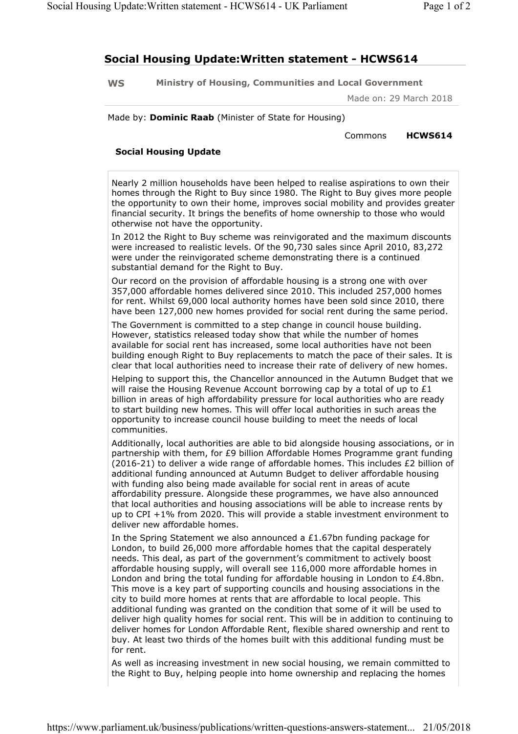# Social Housing Update:Written statement - HCWS614

**WS** **Ministry of Housing, Communities and Local Government**

Made on: 29 March 2018

Made by: **Dominic Raab** (Minister of State for Housing)

Commons **HCWS614**

## Social Housing Update

Nearly 2 million households have been helped to realise aspirations to own their homes through the Right to Buy since 1980. The Right to Buy gives more people the opportunity to own their home, improves social mobility and provides greater financial security. It brings the benefits of home ownership to those who would otherwise not have the opportunity.

In 2012 the Right to Buy scheme was reinvigorated and the maximum discounts were increased to realistic levels. Of the 90,730 sales since April 2010, 83,272 were under the reinvigorated scheme demonstrating there is a continued substantial demand for the Right to Buy.

Our record on the provision of affordable housing is a strong one with over 357,000 affordable homes delivered since 2010. This included 257,000 homes for rent. Whilst 69,000 local authority homes have been sold since 2010, there have been 127,000 new homes provided for social rent during the same period.

The Government is committed to a step change in council house building. However, statistics released today show that while the number of homes available for social rent has increased, some local authorities have not been building enough Right to Buy replacements to match the pace of their sales. It is clear that local authorities need to increase their rate of delivery of new homes.

Helping to support this, the Chancellor announced in the Autumn Budget that we will raise the Housing Revenue Account borrowing cap by a total of up to £1 billion in areas of high affordability pressure for local authorities who are ready to start building new homes. This will offer local authorities in such areas the opportunity to increase council house building to meet the needs of local communities.

Additionally, local authorities are able to bid alongside housing associations, or in partnership with them, for £9 billion Affordable Homes Programme grant funding (2016-21) to deliver a wide range of affordable homes. This includes £2 billion of additional funding announced at Autumn Budget to deliver affordable housing with funding also being made available for social rent in areas of acute affordability pressure. Alongside these programmes, we have also announced that local authorities and housing associations will be able to increase rents by up to CPI +1% from 2020. This will provide a stable investment environment to deliver new affordable homes.

In the Spring Statement we also announced a £1.67bn funding package for London, to build 26,000 more affordable homes that the capital desperately needs. This deal, as part of the government's commitment to actively boost affordable housing supply, will overall see 116,000 more affordable homes in London and bring the total funding for affordable housing in London to £4.8bn. This move is a key part of supporting councils and housing associations in the city to build more homes at rents that are affordable to local people. This additional funding was granted on the condition that some of it will be used to deliver high quality homes for social rent. This will be in addition to continuing to deliver homes for London Affordable Rent, flexible shared ownership and rent to buy. At least two thirds of the homes built with this additional funding must be for rent.

As well as increasing investment in new social housing, we remain committed to the Right to Buy, helping people into home ownership and replacing the homes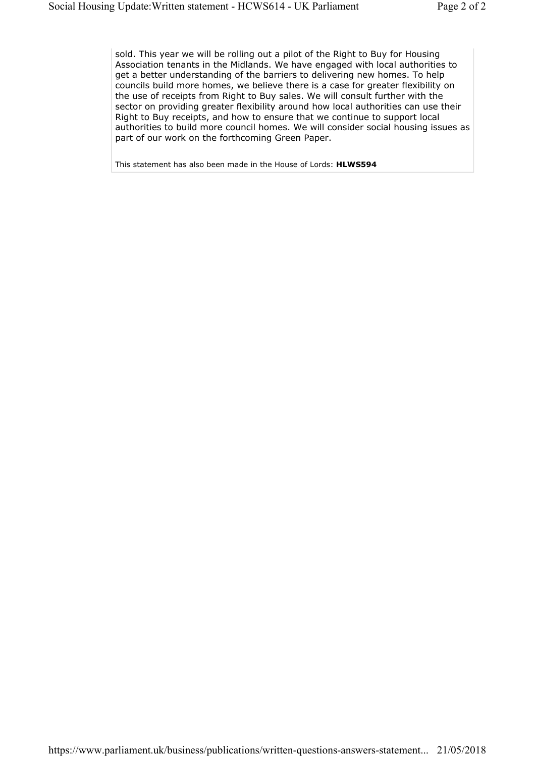sold. This year we will be rolling out a pilot of the Right to Buy for Housing Association tenants in the Midlands. We have engaged with local authorities to get a better understanding of the barriers to delivering new homes. To help councils build more homes, we believe there is a case for greater flexibility on the use of receipts from Right to Buy sales. We will consult further with the sector on providing greater flexibility around how local authorities can use their Right to Buy receipts, and how to ensure that we continue to support local authorities to build more council homes. We will consider social housing issues as part of our work on the forthcoming Green Paper.

This statement has also been made in the House of Lords: **HLWS594**